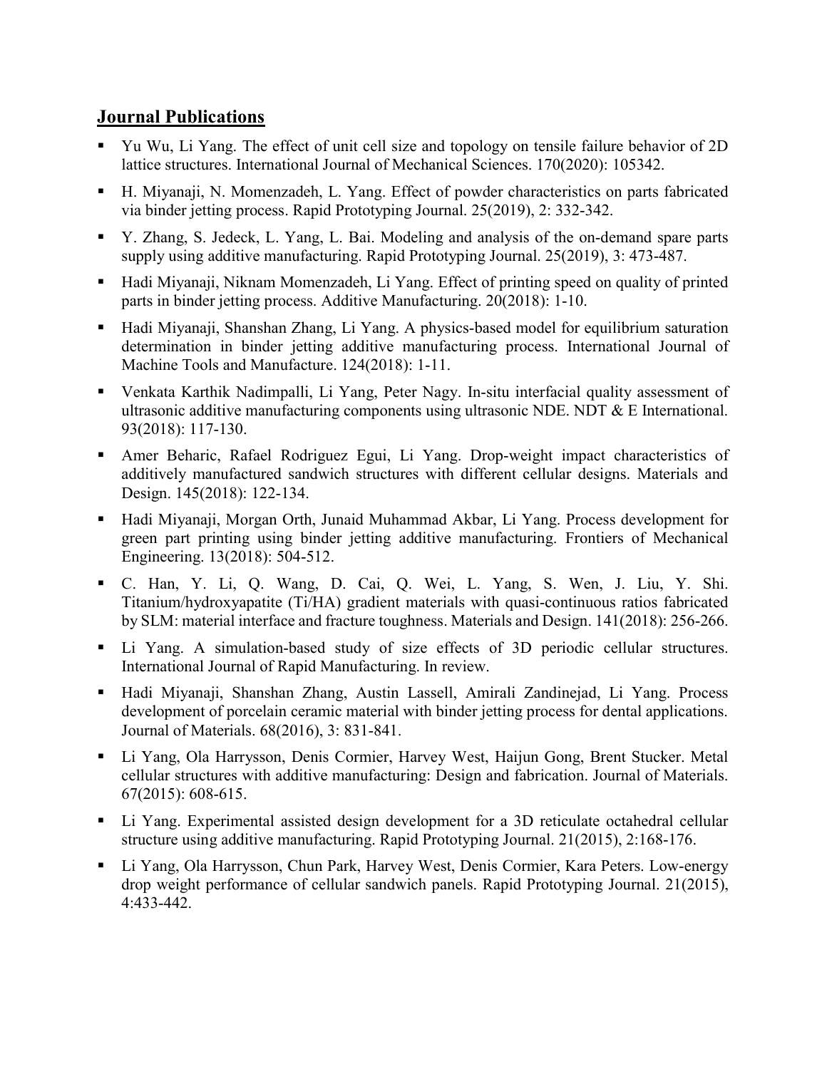## Journal Publications

- Yu Wu, Li Yang. The effect of unit cell size and topology on tensile failure behavior of 2D lattice structures. International Journal of Mechanical Sciences. 170(2020): 105342.
- H. Miyanaji, N. Momenzadeh, L. Yang. Effect of powder characteristics on parts fabricated via binder jetting process. Rapid Prototyping Journal. 25(2019), 2: 332-342.
- Y. Zhang, S. Jedeck, L. Yang, L. Bai. Modeling and analysis of the on-demand spare parts supply using additive manufacturing. Rapid Prototyping Journal. 25(2019), 3: 473-487.
- Hadi Miyanaji, Niknam Momenzadeh, Li Yang. Effect of printing speed on quality of printed parts in binder jetting process. Additive Manufacturing. 20(2018): 1-10.
- Hadi Miyanaji, Shanshan Zhang, Li Yang. A physics-based model for equilibrium saturation determination in binder jetting additive manufacturing process. International Journal of Machine Tools and Manufacture. 124(2018): 1-11.
- Venkata Karthik Nadimpalli, Li Yang, Peter Nagy. In-situ interfacial quality assessment of ultrasonic additive manufacturing components using ultrasonic NDE. NDT & E International. 93(2018): 117-130.
- Amer Beharic, Rafael Rodriguez Egui, Li Yang. Drop-weight impact characteristics of additively manufactured sandwich structures with different cellular designs. Materials and Design. 145(2018): 122-134.
- Hadi Miyanaji, Morgan Orth, Junaid Muhammad Akbar, Li Yang. Process development for green part printing using binder jetting additive manufacturing. Frontiers of Mechanical Engineering. 13(2018): 504-512.
- C. Han, Y. Li, Q. Wang, D. Cai, Q. Wei, L. Yang, S. Wen, J. Liu, Y. Shi. Titanium/hydroxyapatite (Ti/HA) gradient materials with quasi-continuous ratios fabricated by SLM: material interface and fracture toughness. Materials and Design. 141(2018): 256-266.
- Li Yang. A simulation-based study of size effects of 3D periodic cellular structures. International Journal of Rapid Manufacturing. In review.
- Hadi Miyanaji, Shanshan Zhang, Austin Lassell, Amirali Zandinejad, Li Yang. Process development of porcelain ceramic material with binder jetting process for dental applications. Journal of Materials. 68(2016), 3: 831-841.
- Li Yang, Ola Harrysson, Denis Cormier, Harvey West, Haijun Gong, Brent Stucker. Metal cellular structures with additive manufacturing: Design and fabrication. Journal of Materials. 67(2015): 608-615.
- Li Yang. Experimental assisted design development for a 3D reticulate octahedral cellular structure using additive manufacturing. Rapid Prototyping Journal. 21(2015), 2:168-176.
- Li Yang, Ola Harrysson, Chun Park, Harvey West, Denis Cormier, Kara Peters. Low-energy drop weight performance of cellular sandwich panels. Rapid Prototyping Journal. 21(2015), 4:433-442.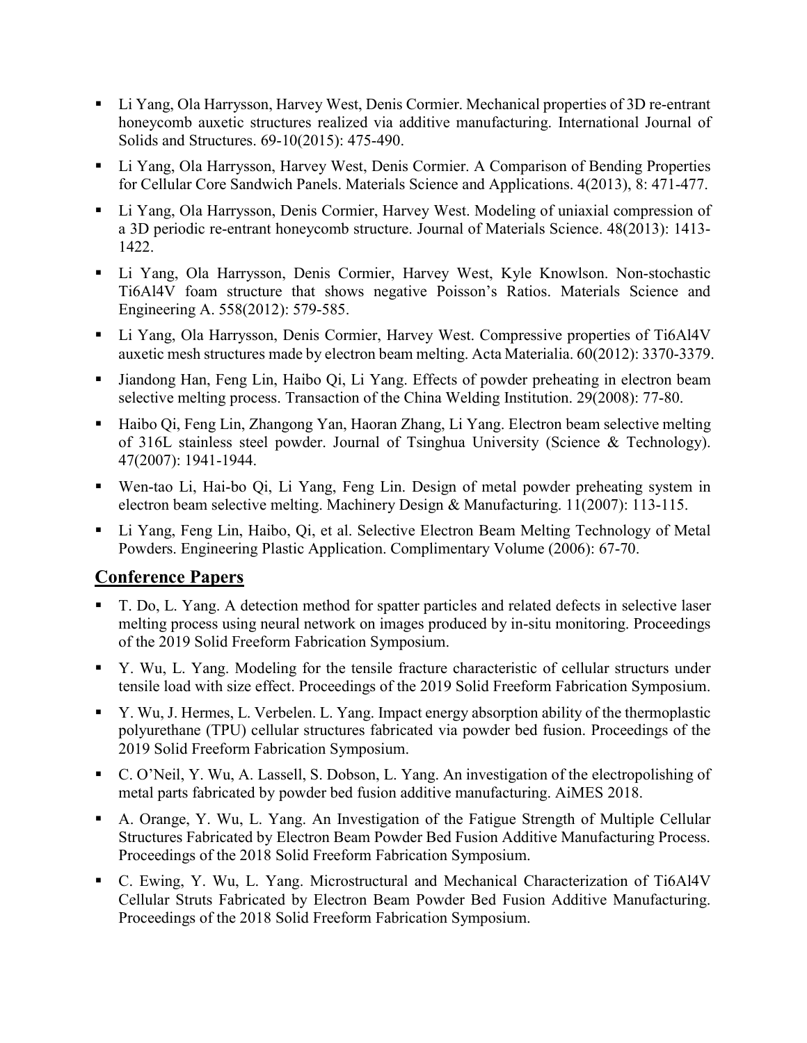- Li Yang, Ola Harrysson, Harvey West, Denis Cormier. Mechanical properties of 3D re-entrant honeycomb auxetic structures realized via additive manufacturing. International Journal of Solids and Structures. 69-10(2015): 475-490.
- Li Yang, Ola Harrysson, Harvey West, Denis Cormier. A Comparison of Bending Properties for Cellular Core Sandwich Panels. Materials Science and Applications. 4(2013), 8: 471-477.
- Li Yang, Ola Harrysson, Denis Cormier, Harvey West. Modeling of uniaxial compression of a 3D periodic re-entrant honeycomb structure. Journal of Materials Science. 48(2013): 1413-1422.
- Li Yang, Ola Harrysson, Denis Cormier, Harvey West, Kyle Knowlson. Non-stochastic Ti6Al4V foam structure that shows negative Poisson's Ratios. Materials Science and Engineering A. 558(2012): 579-585.
- Li Yang, Ola Harrysson, Denis Cormier, Harvey West. Compressive properties of Ti6Al4V auxetic mesh structures made by electron beam melting. Acta Materialia. 60(2012): 3370-3379.
- Jiandong Han, Feng Lin, Haibo Qi, Li Yang. Effects of powder preheating in electron beam selective melting process. Transaction of the China Welding Institution. 29(2008): 77-80.
- Haibo Qi, Feng Lin, Zhangong Yan, Haoran Zhang, Li Yang. Electron beam selective melting of 316L stainless steel powder. Journal of Tsinghua University (Science & Technology). 47(2007): 1941-1944.
- Wen-tao Li, Hai-bo Qi, Li Yang, Feng Lin. Design of metal powder preheating system in electron beam selective melting. Machinery Design & Manufacturing. 11(2007): 113-115.
- Li Yang, Feng Lin, Haibo, Qi, et al. Selective Electron Beam Melting Technology of Metal Powders. Engineering Plastic Application. Complimentary Volume (2006): 67-70.

## Conference Papers

- T. Do, L. Yang. A detection method for spatter particles and related defects in selective laser melting process using neural network on images produced by in-situ monitoring. Proceedings of the 2019 Solid Freeform Fabrication Symposium.
- Y. Wu, L. Yang. Modeling for the tensile fracture characteristic of cellular structurs under tensile load with size effect. Proceedings of the 2019 Solid Freeform Fabrication Symposium.
- Y. Wu, J. Hermes, L. Verbelen. L. Yang. Impact energy absorption ability of the thermoplastic polyurethane (TPU) cellular structures fabricated via powder bed fusion. Proceedings of the 2019 Solid Freeform Fabrication Symposium.
- C. O'Neil, Y. Wu, A. Lassell, S. Dobson, L. Yang. An investigation of the electropolishing of metal parts fabricated by powder bed fusion additive manufacturing. AiMES 2018.
- A. Orange, Y. Wu, L. Yang. An Investigation of the Fatigue Strength of Multiple Cellular Structures Fabricated by Electron Beam Powder Bed Fusion Additive Manufacturing Process. Proceedings of the 2018 Solid Freeform Fabrication Symposium.
- C. Ewing, Y. Wu, L. Yang. Microstructural and Mechanical Characterization of Ti6Al4V Cellular Struts Fabricated by Electron Beam Powder Bed Fusion Additive Manufacturing. Proceedings of the 2018 Solid Freeform Fabrication Symposium.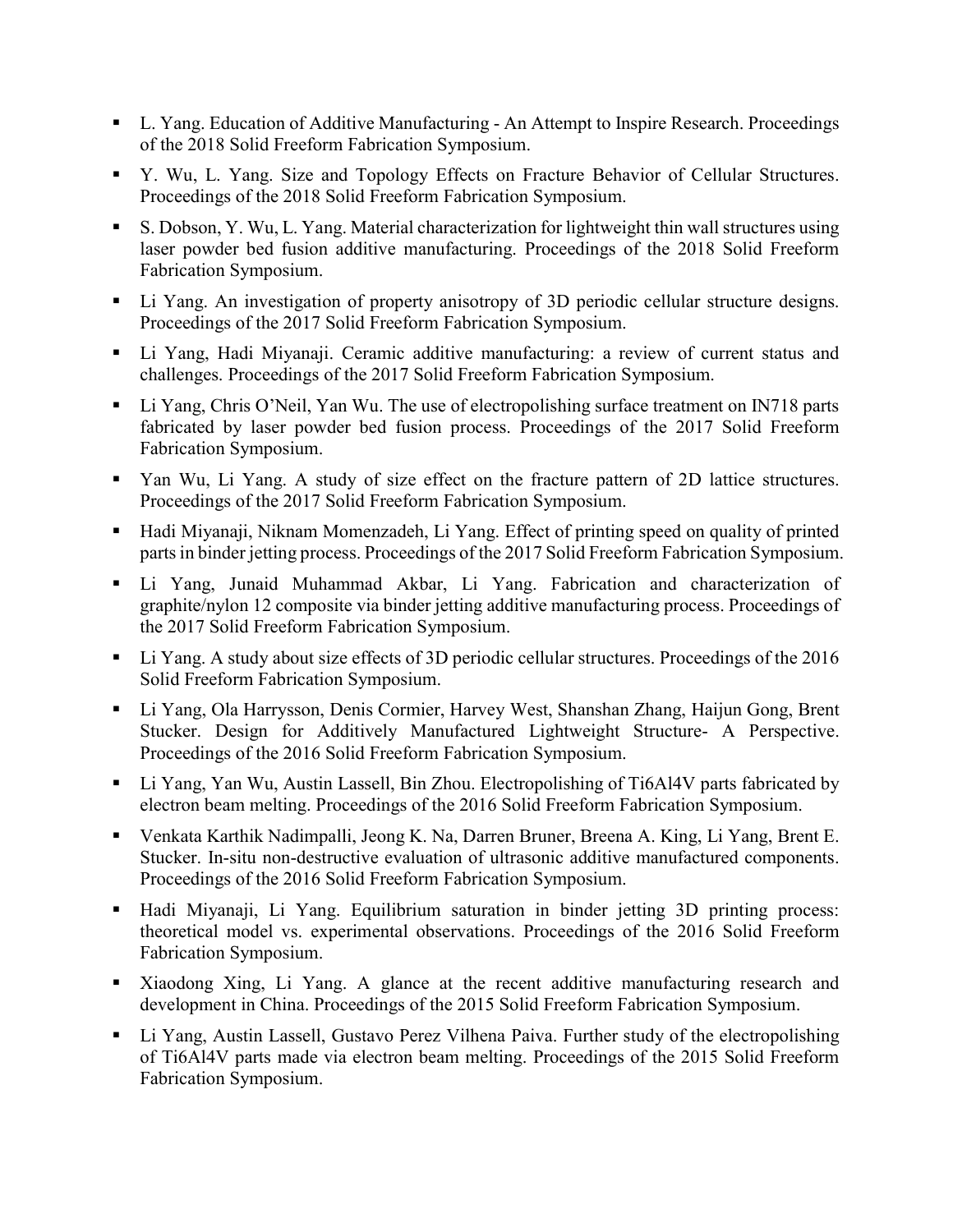- L. Yang. Education of Additive Manufacturing - An Attempt to Inspire Research. Proceedings of the 2018 Solid Freeform Fabrication Symposium.
- Y. Wu, L. Yang. Size and Topology Effects on Fracture Behavior of Cellular Structures. Proceedings of the 2018 Solid Freeform Fabrication Symposium.
- S. Dobson, Y. Wu, L. Yang. Material characterization for lightweight thin wall structures using laser powder bed fusion additive manufacturing. Proceedings of the 2018 Solid Freeform Fabrication Symposium.
- Li Yang. An investigation of property anisotropy of 3D periodic cellular structure designs. Proceedings of the 2017 Solid Freeform Fabrication Symposium.
- Li Yang, Hadi Miyanaji. Ceramic additive manufacturing: a review of current status and challenges. Proceedings of the 2017 Solid Freeform Fabrication Symposium.
- Li Yang, Chris O'Neil, Yan Wu. The use of electropolishing surface treatment on IN718 parts fabricated by laser powder bed fusion process. Proceedings of the 2017 Solid Freeform Fabrication Symposium.
- Yan Wu, Li Yang. A study of size effect on the fracture pattern of 2D lattice structures. Proceedings of the 2017 Solid Freeform Fabrication Symposium.
- Hadi Miyanaji, Niknam Momenzadeh, Li Yang. Effect of printing speed on quality of printed parts in binder jetting process. Proceedings of the 2017 Solid Freeform Fabrication Symposium.
- Li Yang, Junaid Muhammad Akbar, Li Yang. Fabrication and characterization of graphite/nylon 12 composite via binder jetting additive manufacturing process. Proceedings of the 2017 Solid Freeform Fabrication Symposium.
- Li Yang. A study about size effects of 3D periodic cellular structures. Proceedings of the 2016 Solid Freeform Fabrication Symposium.
- Li Yang, Ola Harrysson, Denis Cormier, Harvey West, Shanshan Zhang, Haijun Gong, Brent Stucker. Design for Additively Manufactured Lightweight Structure- A Perspective. Proceedings of the 2016 Solid Freeform Fabrication Symposium.
- Li Yang, Yan Wu, Austin Lassell, Bin Zhou. Electropolishing of Ti6Al4V parts fabricated by electron beam melting. Proceedings of the 2016 Solid Freeform Fabrication Symposium.
- Venkata Karthik Nadimpalli, Jeong K. Na, Darren Bruner, Breena A. King, Li Yang, Brent E. Stucker. In-situ non-destructive evaluation of ultrasonic additive manufactured components. Proceedings of the 2016 Solid Freeform Fabrication Symposium.
- Hadi Miyanaji, Li Yang. Equilibrium saturation in binder jetting 3D printing process: theoretical model vs. experimental observations. Proceedings of the 2016 Solid Freeform Fabrication Symposium.
- Xiaodong Xing, Li Yang. A glance at the recent additive manufacturing research and development in China. Proceedings of the 2015 Solid Freeform Fabrication Symposium.
- Li Yang, Austin Lassell, Gustavo Perez Vilhena Paiva. Further study of the electropolishing of Ti6Al4V parts made via electron beam melting. Proceedings of the 2015 Solid Freeform Fabrication Symposium.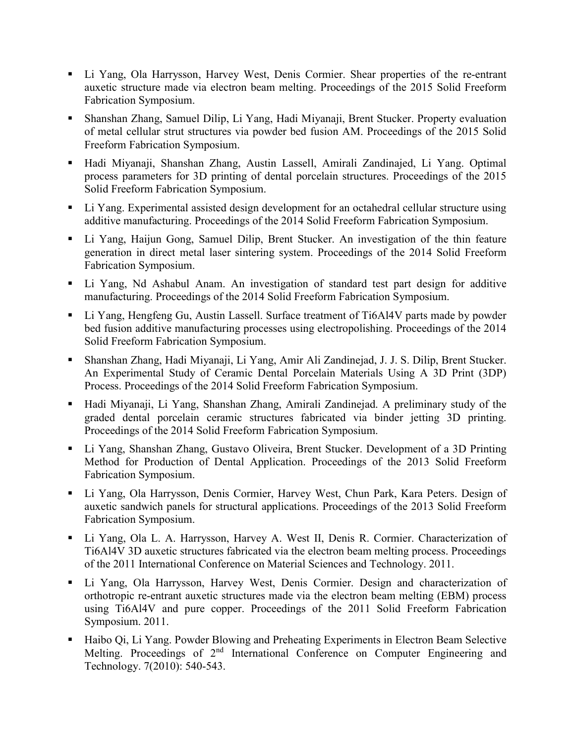- Li Yang, Ola Harrysson, Harvey West, Denis Cormier. Shear properties of the re-entrant auxetic structure made via electron beam melting. Proceedings of the 2015 Solid Freeform Fabrication Symposium.
- Shanshan Zhang, Samuel Dilip, Li Yang, Hadi Miyanaji, Brent Stucker. Property evaluation of metal cellular strut structures via powder bed fusion AM. Proceedings of the 2015 Solid Freeform Fabrication Symposium.
- Hadi Miyanaji, Shanshan Zhang, Austin Lassell, Amirali Zandinajed, Li Yang. Optimal process parameters for 3D printing of dental porcelain structures. Proceedings of the 2015 Solid Freeform Fabrication Symposium.
- Li Yang. Experimental assisted design development for an octahedral cellular structure using additive manufacturing. Proceedings of the 2014 Solid Freeform Fabrication Symposium.
- Li Yang, Haijun Gong, Samuel Dilip, Brent Stucker. An investigation of the thin feature generation in direct metal laser sintering system. Proceedings of the 2014 Solid Freeform Fabrication Symposium.
- Li Yang, Nd Ashabul Anam. An investigation of standard test part design for additive manufacturing. Proceedings of the 2014 Solid Freeform Fabrication Symposium.
- Li Yang, Hengfeng Gu, Austin Lassell. Surface treatment of Ti6Al4V parts made by powder bed fusion additive manufacturing processes using electropolishing. Proceedings of the 2014 Solid Freeform Fabrication Symposium.
- Shanshan Zhang, Hadi Miyanaji, Li Yang, Amir Ali Zandinejad, J. J. S. Dilip, Brent Stucker. An Experimental Study of Ceramic Dental Porcelain Materials Using A 3D Print (3DP) Process. Proceedings of the 2014 Solid Freeform Fabrication Symposium.
- Hadi Miyanaji, Li Yang, Shanshan Zhang, Amirali Zandinejad. A preliminary study of the graded dental porcelain ceramic structures fabricated via binder jetting 3D printing. Proceedings of the 2014 Solid Freeform Fabrication Symposium.
- Li Yang, Shanshan Zhang, Gustavo Oliveira, Brent Stucker. Development of a 3D Printing Method for Production of Dental Application. Proceedings of the 2013 Solid Freeform Fabrication Symposium.
- Li Yang, Ola Harrysson, Denis Cormier, Harvey West, Chun Park, Kara Peters. Design of auxetic sandwich panels for structural applications. Proceedings of the 2013 Solid Freeform Fabrication Symposium.
- Li Yang, Ola L. A. Harrysson, Harvey A. West II, Denis R. Cormier. Characterization of Ti6Al4V 3D auxetic structures fabricated via the electron beam melting process. Proceedings of the 2011 International Conference on Material Sciences and Technology. 2011.
- Li Yang, Ola Harrysson, Harvey West, Denis Cormier. Design and characterization of orthotropic re-entrant auxetic structures made via the electron beam melting (EBM) process using Ti6Al4V and pure copper. Proceedings of the 2011 Solid Freeform Fabrication Symposium. 2011.
- Haibo Qi, Li Yang. Powder Blowing and Preheating Experiments in Electron Beam Selective Melting. Proceedings of 2nd International Conference on Computer Engineering and Technology. 7(2010): 540-543.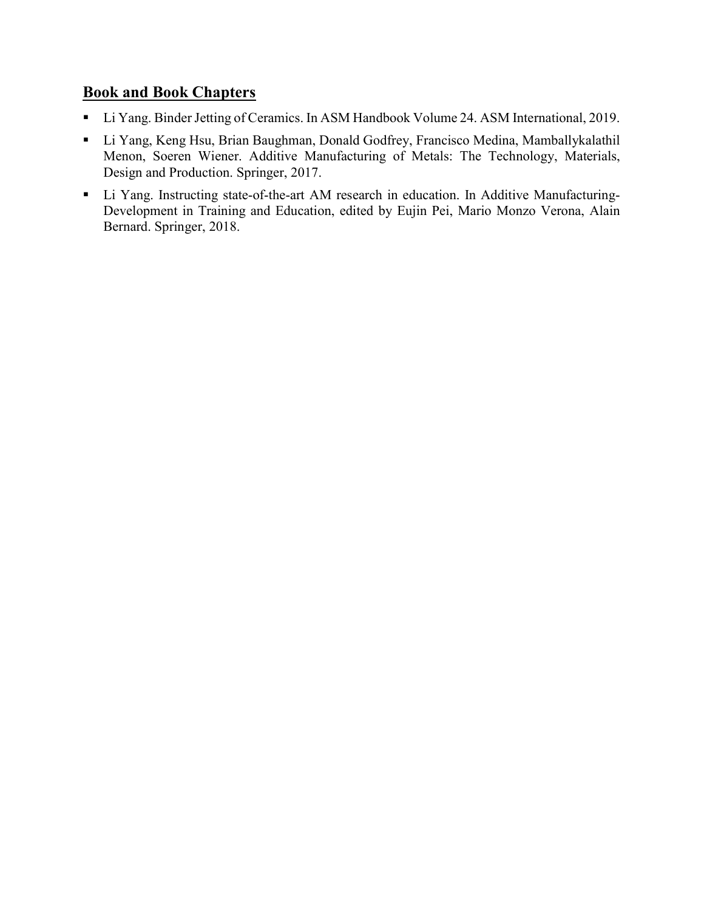## Book and Book Chapters

- Li Yang. Binder Jetting of Ceramics. In ASM Handbook Volume 24. ASM International, 2019.
- Li Yang, Keng Hsu, Brian Baughman, Donald Godfrey, Francisco Medina, Mamballykalathil Menon, Soeren Wiener. Additive Manufacturing of Metals: The Technology, Materials, Design and Production. Springer, 2017.
- Li Yang. Instructing state-of-the-art AM research in education. In Additive Manufacturing-Development in Training and Education, edited by Eujin Pei, Mario Monzo Verona, Alain Bernard. Springer, 2018.